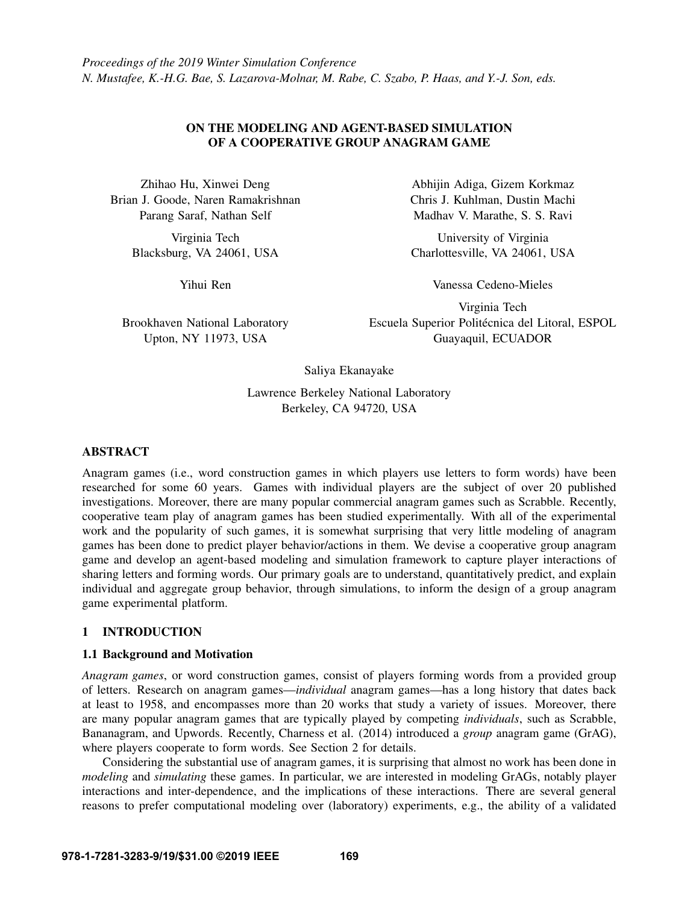*Proceedings of the 2019 Winter Simulation Conference*
*N. Mustafee, K.-H.G. Bae, S. Lazarova-Molnar, M. Rabe, C. Szabo, P. Haas, and Y.-J. Son, eds.*

# ON THE MODELING AND AGENT-BASED SIMULATION OF A COOPERATIVE GROUP ANAGRAM GAME

Zhihao Hu, Xinwei Deng
Brian J. Goode, Naren Ramakrishnan
Parang Saraf, Nathan Self

Virginia Tech
Blacksburg, VA 24061, USA

Abhijin Adiga, Gizem Korkmaz
Chris J. Kuhlman, Dustin Machi
Madhav V. Marathe, S. S. Ravi

University of Virginia
Charlottesville, VA 24061, USA

Yihui Ren

Brookhaven National Laboratory
Upton, NY 11973, USA

Vanessa Cedeno-Mieles

Virginia Tech
Escuela Superior Politécnica del Litoral, ESPOL
Guayaquil, ECUADOR

Saliya Ekanayake

Lawrence Berkeley National Laboratory
Berkeley, CA 94720, USA

## ABSTRACT

Anagram games (i.e., word construction games in which players use letters to form words) have been researched for some 60 years. Games with individual players are the subject of over 20 published investigations. Moreover, there are many popular commercial anagram games such as Scrabble. Recently, cooperative team play of anagram games has been studied experimentally. With all of the experimental work and the popularity of such games, it is somewhat surprising that very little modeling of anagram games has been done to predict player behavior/actions in them. We devise a cooperative group anagram game and develop an agent-based modeling and simulation framework to capture player interactions of sharing letters and forming words. Our primary goals are to understand, quantitatively predict, and explain individual and aggregate group behavior, through simulations, to inform the design of a group anagram game experimental platform.

## 1 INTRODUCTION

### 1.1 Background and Motivation

*Anagram games*, or word construction games, consist of players forming words from a provided group of letters. Research on anagram games—*individual* anagram games—has a long history that dates back at least to 1958, and encompasses more than 20 works that study a variety of issues. Moreover, there are many popular anagram games that are typically played by competing *individuals*, such as Scrabble, Bananagram, and Upwords. Recently, Charness et al. (2014) introduced a *group* anagram game (GrAG), where players cooperate to form words. See Section 2 for details.

Considering the substantial use of anagram games, it is surprising that almost no work has been done in *modeling* and *simulating* these games. In particular, we are interested in modeling GrAGs, notably player interactions and inter-dependence, and the implications of these interactions. There are several general reasons to prefer computational modeling over (laboratory) experiments, e.g., the ability of a validated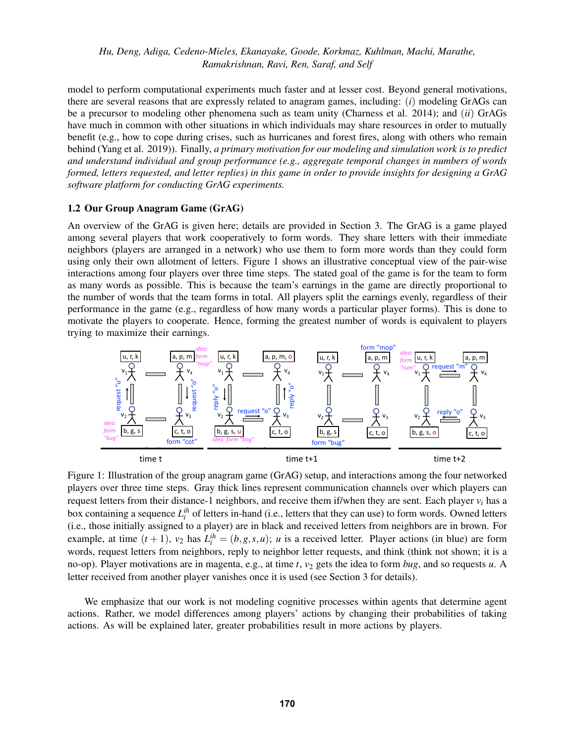model to perform computational experiments much faster and at lesser cost. Beyond general motivations, there are several reasons that are expressly related to anagram games, including: $(i)$ modeling GrAGs can be a precursor to modeling other phenomena such as team unity (Charness et al. 2014); and $(ii)$ GrAGs have much in common with other situations in which individuals may share resources in order to mutually benefit (e.g., how to cope during crises, such as hurricanes and forest fires, along with others who remain behind (Yang et al. 2019)). Finally, *a primary motivation for our modeling and simulation work is to predict and understand individual and group performance (e.g., aggregate temporal changes in numbers of words formed, letters requested, and letter replies) in this game in order to provide insights for designing a GrAG software platform for conducting GrAG experiments.*

### 1.2 Our Group Anagram Game (GrAG)

An overview of the GrAG is given here; details are provided in Section 3. The GrAG is a game played among several players that work cooperatively to form words. They share letters with their immediate neighbors (players are arranged in a network) who use them to form more words than they could form using only their own allotment of letters. Figure 1 shows an illustrative conceptual view of the pair-wise interactions among four players over three time steps. The stated goal of the game is for the team to form as many words as possible. This is because the team's earnings in the game are directly proportional to the number of words that the team forms in total. All players split the earnings evenly, regardless of their performance in the game (e.g., regardless of how many words a particular player forms). This is done to motivate the players to cooperate. Hence, forming the greatest number of words is equivalent to players trying to maximize their earnings.

Figure 1: Illustration of the group anagram game (GrAG) setup, and interactions among the four networked players over three time steps. Gray thick lines represent communication channels over which players can request letters from their distance-1 neighbors, and receive them if/when they are sent. Each player $v_i$ has a box containing a sequence $L_i^{ih}$ of letters in-hand (i.e., letters that they can use) to form words. Owned letters (i.e., those initially assigned to a player) are in black and received letters from neighbors are in brown. For example, at time $(t+1)$, $v_2$ has $L_i^{ih} = (b,g,s,u)$; $u$ is a received letter. Player actions (in blue) are form words, request letters from neighbors, reply to neighbor letter requests, and think (think not shown; it is a no-op). Player motivations are in magenta, e.g., at time $t$, $v_2$ gets the idea to form *bug*, and so requests $u$. A letter received from another player vanishes once it is used (see Section 3 for details).

We emphasize that our work is not modeling cognitive processes within agents that determine agent actions. Rather, we model differences among players' actions by changing their probabilities of taking actions. As will be explained later, greater probabilities result in more actions by players.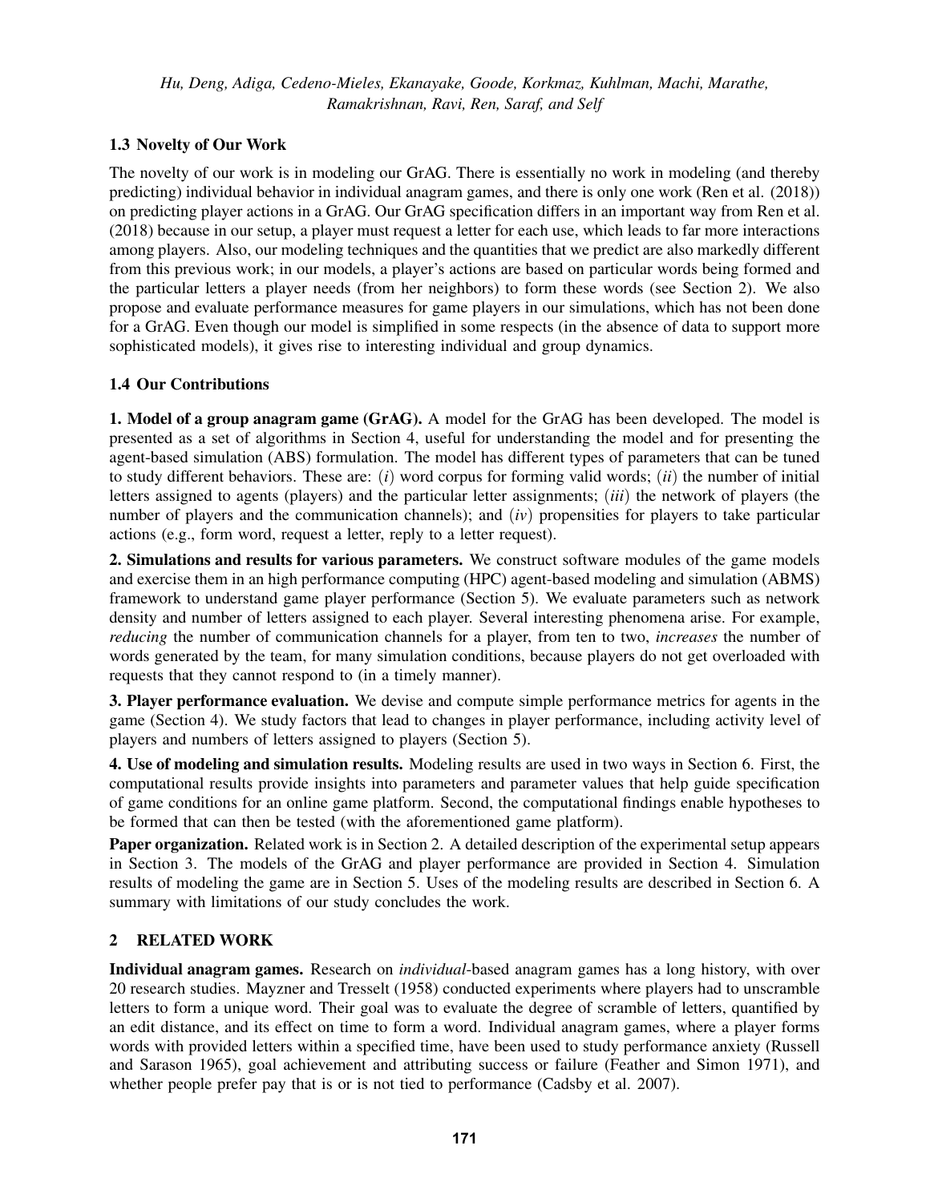### 1.3 Novelty of Our Work

The novelty of our work is in modeling our GrAG. There is essentially no work in modeling (and thereby predicting) individual behavior in individual anagram games, and there is only one work (Ren et al. (2018)) on predicting player actions in a GrAG. Our GrAG specification differs in an important way from Ren et al. (2018) because in our setup, a player must request a letter for each use, which leads to far more interactions among players. Also, our modeling techniques and the quantities that we predict are also markedly different from this previous work; in our models, a player's actions are based on particular words being formed and the particular letters a player needs (from her neighbors) to form these words (see Section 2). We also propose and evaluate performance measures for game players in our simulations, which has not been done for a GrAG. Even though our model is simplified in some respects (in the absence of data to support more sophisticated models), it gives rise to interesting individual and group dynamics.

### 1.4 Our Contributions

**1. Model of a group anagram game (GrAG).** A model for the GrAG has been developed. The model is presented as a set of algorithms in Section 4, useful for understanding the model and for presenting the agent-based simulation (ABS) formulation. The model has different types of parameters that can be tuned to study different behaviors. These are: $(i)$ word corpus for forming valid words; $(ii)$ the number of initial letters assigned to agents (players) and the particular letter assignments; $(iii)$ the network of players (the number of players and the communication channels); and $(iv)$ propensities for players to take particular actions (e.g., form word, request a letter, reply to a letter request).

**2. Simulations and results for various parameters.** We construct software modules of the game models and exercise them in an high performance computing (HPC) agent-based modeling and simulation (ABMS) framework to understand game player performance (Section 5). We evaluate parameters such as network density and number of letters assigned to each player. Several interesting phenomena arise. For example, *reducing* the number of communication channels for a player, from ten to two, *increases* the number of words generated by the team, for many simulation conditions, because players do not get overloaded with requests that they cannot respond to (in a timely manner).

**3. Player performance evaluation.** We devise and compute simple performance metrics for agents in the game (Section 4). We study factors that lead to changes in player performance, including activity level of players and numbers of letters assigned to players (Section 5).

**4. Use of modeling and simulation results.** Modeling results are used in two ways in Section 6. First, the computational results provide insights into parameters and parameter values that help guide specification of game conditions for an online game platform. Second, the computational findings enable hypotheses to be formed that can then be tested (with the aforementioned game platform).

**Paper organization.** Related work is in Section 2. A detailed description of the experimental setup appears in Section 3. The models of the GrAG and player performance are provided in Section 4. Simulation results of modeling the game are in Section 5. Uses of the modeling results are described in Section 6. A summary with limitations of our study concludes the work.

## 2 RELATED WORK

**Individual anagram games.** Research on *individual*-based anagram games has a long history, with over 20 research studies. Mayzner and Tresselt (1958) conducted experiments where players had to unscramble letters to form a unique word. Their goal was to evaluate the degree of scramble of letters, quantified by an edit distance, and its effect on time to form a word. Individual anagram games, where a player forms words with provided letters within a specified time, have been used to study performance anxiety (Russell and Sarason 1965), goal achievement and attributing success or failure (Feather and Simon 1971), and whether people prefer pay that is or is not tied to performance (Cadsby et al. 2007).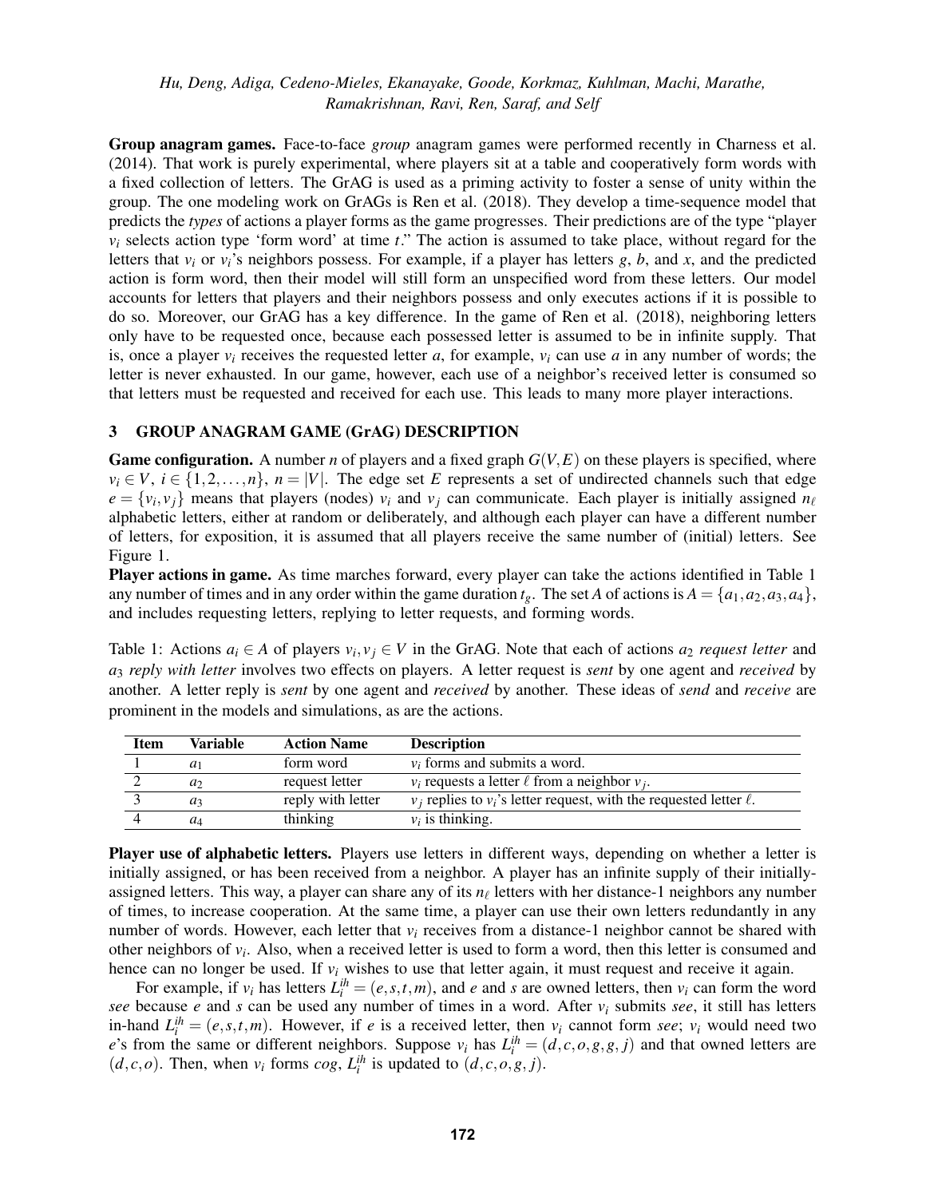**Group anagram games.** Face-to-face *group* anagram games were performed recently in Charness et al. (2014). That work is purely experimental, where players sit at a table and cooperatively form words with a fixed collection of letters. The GrAG is used as a priming activity to foster a sense of unity within the group. The one modeling work on GrAGs is Ren et al. (2018). They develop a time-sequence model that predicts the *types* of actions a player forms as the game progresses. Their predictions are of the type "player $v_i$ selects action type 'form word' at time $t$." The action is assumed to take place, without regard for the letters that $v_i$ or $v_i$'s neighbors possess. For example, if a player has letters $g$, $b$, and $x$, and the predicted action is form word, then their model will still form an unspecified word from these letters. Our model accounts for letters that players and their neighbors possess and only executes actions if it is possible to do so. Moreover, our GrAG has a key difference. In the game of Ren et al. (2018), neighboring letters only have to be requested once, because each possessed letter is assumed to be in infinite supply. That is, once a player $v_i$ receives the requested letter $a$, for example, $v_i$ can use $a$ in any number of words; the letter is never exhausted. In our game, however, each use of a neighbor's received letter is consumed so that letters must be requested and received for each use. This leads to many more player interactions.

## 3 GROUP ANAGRAM GAME (GrAG) DESCRIPTION

**Game configuration.** A number $n$ of players and a fixed graph $G(V,E)$ on these players is specified, where $v_i \in V$, $i \in \{1,2,\ldots,n\}$, $n = |V|$. The edge set $E$ represents a set of undirected channels such that edge $e = \{v_i, v_j\}$ means that players (nodes) $v_i$ and $v_j$ can communicate. Each player is initially assigned $n_\ell$ alphabetic letters, either at random or deliberately, and although each player can have a different number of letters, for exposition, it is assumed that all players receive the same number of (initial) letters. See Figure 1.

**Player actions in game.** As time marches forward, every player can take the actions identified in Table 1 any number of times and in any order within the game duration $t_g$. The set $A$ of actions is $A = \{a_1, a_2, a_3, a_4\}$, and includes requesting letters, replying to letter requests, and forming words.

Table 1: Actions $a_i \in A$ of players $v_i, v_j \in V$ in the GrAG. Note that each of actions $a_2$ *request letter* and $a_3$ *reply with letter* involves two effects on players. A letter request is *sent* by one agent and *received* by another. A letter reply is *sent* by one agent and *received* by another. These ideas of *send* and *receive* are prominent in the models and simulations, as are the actions.

| Item | Variable | Action Name | Description |
|---|---|---|---|
| 1 | $a_1$ | form word | $v_i$ forms and submits a word. |
| 2 | $a_2$ | request letter | $v_i$ requests a letter $\ell$ from a neighbor $v_j$. |
| 3 | $a_3$ | reply with letter | $v_j$ replies to $v_i$'s letter request, with the requested letter $\ell$. |
| 4 | $a_4$ | thinking | $v_i$ is thinking. |

**Player use of alphabetic letters.** Players use letters in different ways, depending on whether a letter is initially assigned, or has been received from a neighbor. A player has an infinite supply of their initially-assigned letters. This way, a player can share any of its $n_\ell$ letters with her distance-1 neighbors any number of times, to increase cooperation. At the same time, a player can use their own letters redundantly in any number of words. However, each letter that $v_i$ receives from a distance-1 neighbor cannot be shared with other neighbors of $v_i$. Also, when a received letter is used to form a word, then this letter is consumed and hence can no longer be used. If $v_i$ wishes to use that letter again, it must request and receive it again.

For example, if $v_i$ has letters $L_i^{ih} = (e,s,t,m)$, and $e$ and $s$ are owned letters, then $v_i$ can form the word *see* because $e$ and $s$ can be used any number of times in a word. After $v_i$ submits *see*, it still has letters in-hand $L_i^{ih} = (e,s,t,m)$. However, if $e$ is a received letter, then $v_i$ cannot form *see*; $v_i$ would need two $e$'s from the same or different neighbors. Suppose $v_i$ has $L_i^{ih} = (d,c,o,g,g,j)$ and that owned letters are $(d,c,o)$. Then, when $v_i$ forms *cog*, $L_i^{ih}$ is updated to $(d,c,o,g,j)$.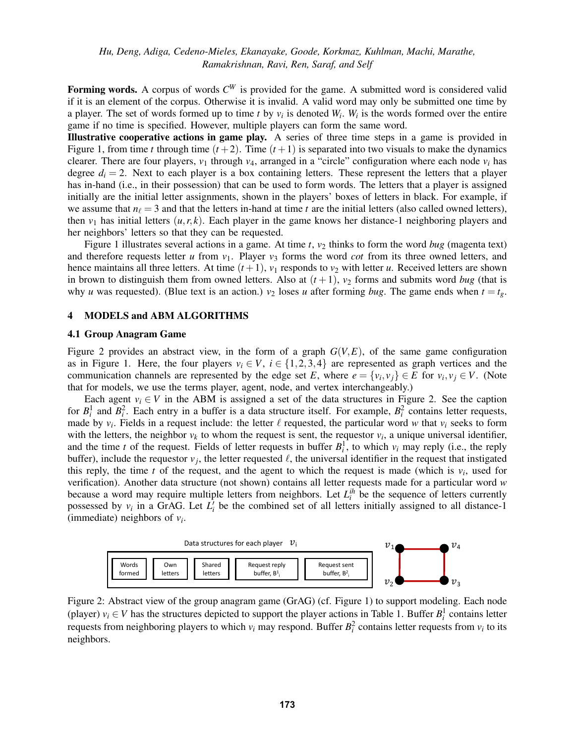**Forming words.** A corpus of words $C^W$ is provided for the game. A submitted word is considered valid if it is an element of the corpus. Otherwise it is invalid. A valid word may only be submitted one time by a player. The set of words formed up to time $t$ by $v_i$ is denoted $W_i$. $W_i$ is the words formed over the entire game if no time is specified. However, multiple players can form the same word.

**Illustrative cooperative actions in game play.** A series of three time steps in a game is provided in Figure 1, from time $t$ through time $(t+2)$. Time $(t+1)$ is separated into two visuals to make the dynamics clearer. There are four players, $v_1$ through $v_4$, arranged in a "circle" configuration where each node $v_i$ has degree $d_i = 2$. Next to each player is a box containing letters. These represent the letters that a player has in-hand (i.e., in their possession) that can be used to form words. The letters that a player is assigned initially are the initial letter assignments, shown in the players' boxes of letters in black. For example, if we assume that $n_\ell = 3$ and that the letters in-hand at time $t$ are the initial letters (also called owned letters), then $v_1$ has initial letters $(u, r, k)$. Each player in the game knows her distance-1 neighboring players and her neighbors' letters so that they can be requested.

Figure 1 illustrates several actions in a game. At time $t$, $v_2$ thinks to form the word *bug* (magenta text) and therefore requests letter $u$ from $v_1$. Player $v_3$ forms the word *cot* from its three owned letters, and hence maintains all three letters. At time $(t+1)$, $v_1$ responds to $v_2$ with letter $u$. Received letters are shown in brown to distinguish them from owned letters. Also at $(t+1)$, $v_2$ forms and submits word *bug* (that is why $u$ was requested). (Blue text is an action.) $v_2$ loses $u$ after forming *bug*. The game ends when $t = t_g$.

## 4 MODELS and ABM ALGORITHMS

### 4.1 Group Anagram Game

Figure 2 provides an abstract view, in the form of a graph $G(V,E)$, of the same game configuration as in Figure 1. Here, the four players $v_i \in V$, $i \in \{1,2,3,4\}$ are represented as graph vertices and the communication channels are represented by the edge set $E$, where $e = \{v_i, v_j\} \in E$ for $v_i, v_j \in V$. (Note that for models, we use the terms player, agent, node, and vertex interchangeably.)

Each agent $v_i \in V$ in the ABM is assigned a set of the data structures in Figure 2. See the caption for $B_i^1$ and $B_i^2$. Each entry in a buffer is a data structure itself. For example, $B_i^2$ contains letter requests, made by $v_i$. Fields in a request include: the letter $\ell$ requested, the particular word $w$ that $v_i$ seeks to form with the letters, the neighbor $v_k$ to whom the request is sent, the requestor $v_i$, a unique universal identifier, and the time $t$ of the request. Fields of letter requests in buffer $B_i^1$, to which $v_i$ may reply (i.e., the reply buffer), include the requestor $v_j$, the letter requested $\ell$, the universal identifier in the request that instigated this reply, the time $t$ of the request, and the agent to which the request is made (which is $v_i$, used for verification). Another data structure (not shown) contains all letter requests made for a particular word $w$ because a word may require multiple letters from neighbors. Let $L_i^{ih}$ be the sequence of letters currently possessed by $v_i$ in a GrAG. Let $L_i'$ be the combined set of all letters initially assigned to all distance-1 (immediate) neighbors of $v_i$.

Figure 2: Abstract view of the group anagram game (GrAG) (cf. Figure 1) to support modeling. Each node (player) $v_i \in V$ has the structures depicted to support the player actions in Table 1. Buffer $B_i^1$ contains letter requests from neighboring players to which $v_i$ may respond. Buffer $B_i^2$ contains letter requests from $v_i$ to its neighbors.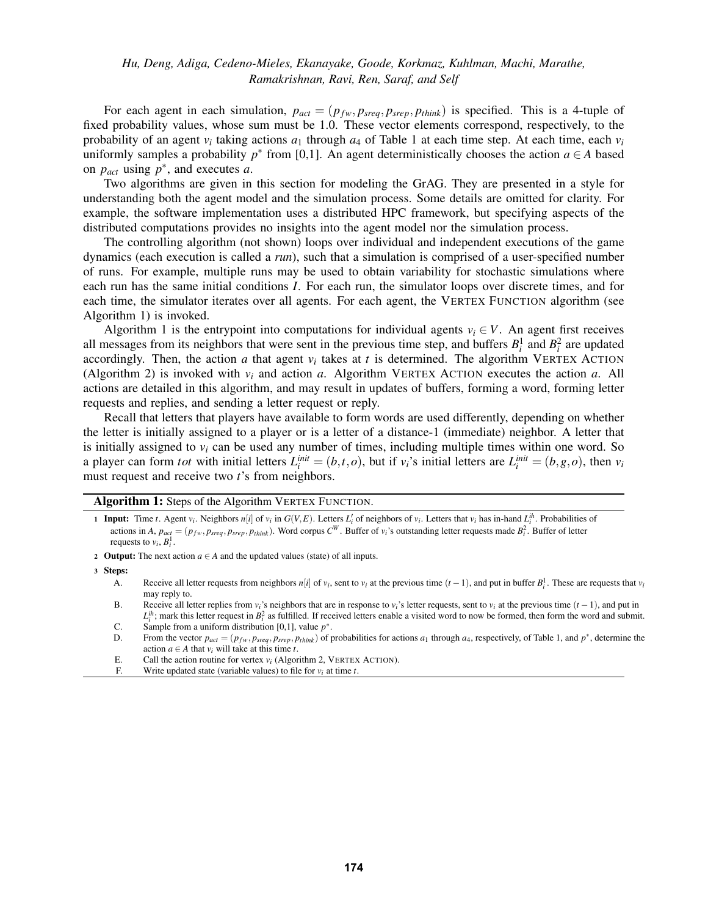For each agent in each simulation, $p_{act} = (p_{fw}, p_{sreq}, p_{srep}, p_{think})$ is specified. This is a 4-tuple of fixed probability values, whose sum must be 1.0. These vector elements correspond, respectively, to the probability of an agent $v_i$ taking actions $a_1$ through $a_4$ of Table 1 at each time step. At each time, each $v_i$ uniformly samples a probability $p^*$ from [0,1]. An agent deterministically chooses the action $a \in A$ based on $p_{act}$ using $p^*$, and executes $a$.

Two algorithms are given in this section for modeling the GrAG. They are presented in a style for understanding both the agent model and the simulation process. Some details are omitted for clarity. For example, the software implementation uses a distributed HPC framework, but specifying aspects of the distributed computations provides no insights into the agent model nor the simulation process.

The controlling algorithm (not shown) loops over individual and independent executions of the game dynamics (each execution is called a *run*), such that a simulation is comprised of a user-specified number of runs. For example, multiple runs may be used to obtain variability for stochastic simulations where each run has the same initial conditions $I$. For each run, the simulator loops over discrete times, and for each time, the simulator iterates over all agents. For each agent, the VERTEX FUNCTION algorithm (see Algorithm 1) is invoked.

Algorithm 1 is the entrypoint into computations for individual agents $v_i \in V$. An agent first receives all messages from its neighbors that were sent in the previous time step, and buffers $B_i^1$ and $B_i^2$ are updated accordingly. Then, the action $a$ that agent $v_i$ takes at $t$ is determined. The algorithm VERTEX ACTION (Algorithm 2) is invoked with $v_i$ and action $a$. Algorithm VERTEX ACTION executes the action $a$. All actions are detailed in this algorithm, and may result in updates of buffers, forming a word, forming letter requests and replies, and sending a letter request or reply.

Recall that letters that players have available to form words are used differently, depending on whether the letter is initially assigned to a player or is a letter of a distance-1 (immediate) neighbor. A letter that is initially assigned to $v_i$ can be used any number of times, including multiple times within one word. So a player can form *tot* with initial letters $L_i^{init} = (b,t,o)$, but if $v_i$'s initial letters are $L_i^{init} = (b,g,o)$, then $v_i$ must request and receive two $t$'s from neighbors.

**Algorithm 1:** Steps of the Algorithm VERTEX FUNCTION.

1 **Input:** Time $t$. Agent $v_i$. Neighbors $n[i]$ of $v_i$ in $G(V,E)$. Letters $L_i^{\prime}$ of neighbors of $v_i$. Letters that $v_i$ has in-hand $L_i^{ih}$. Probabilities of actions in $A$, $p_{act} = (p_{fw}, p_{sreq}, p_{srep}, p_{think})$. Word corpus $C^W$. Buffer of $v_i$'s outstanding letter requests made $B_i^2$. Buffer of letter requests to $v_i$, $B_i^1$.

2 **Output:** The next action $a \in A$ and the updated values (state) of all inputs.

3 **Steps:**

A. Receive all letter requests from neighbors $n[i]$ of $v_i$, sent to $v_i$ at the previous time $(t-1)$, and put in buffer $B_i^1$. These are requests that $v_i$ may reply to.

B. Receive all letter replies from $v_i$'s neighbors that are in response to $v_i$'s letter requests, sent to $v_i$ at the previous time $(t-1)$, and put in $L_i^{ih}$; mark this letter request in $B_i^2$ as fulfilled. If received letters enable a visited word to now be formed, then form the word and submit.

C. Sample from a uniform distribution [0,1], value $p^*$.

D. From the vector $p_{act} = (p_{fw}, p_{sreq}, p_{srep}, p_{think})$ of probabilities for actions $a_1$ through $a_4$, respectively, of Table 1, and $p^*$, determine the action $a \in A$ that $v_i$ will take at this time $t$.

E. Call the action routine for vertex $v_i$ (Algorithm 2, VERTEX ACTION).

F. Write updated state (variable values) to file for $v_i$ at time $t$.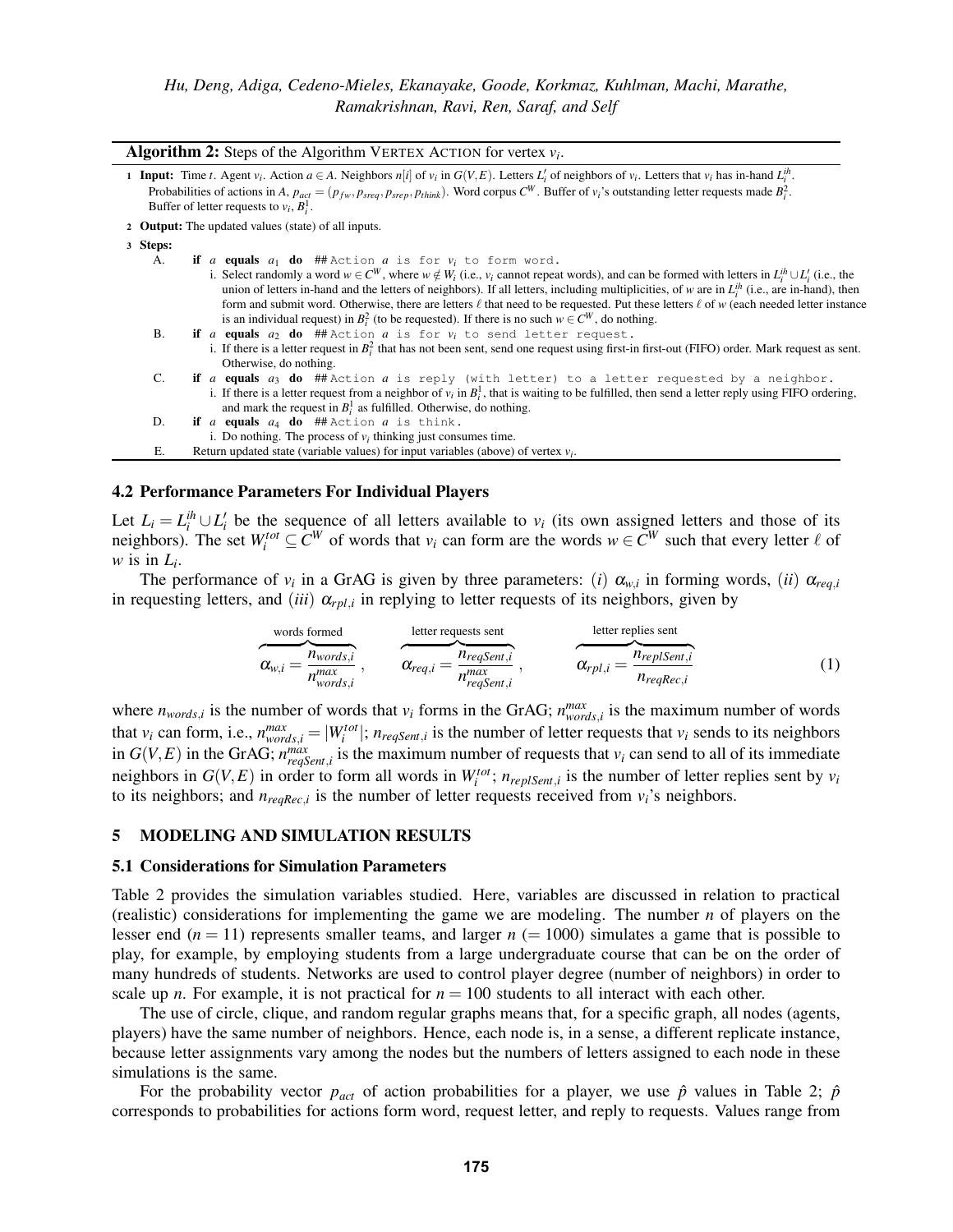**Algorithm 2:** Steps of the Algorithm VERTEX ACTION for vertex $v_i$.

1 **Input:** Time $t$. Agent $v_i$. Action $a \in A$. Neighbors $n[i]$ of $v_i$ in $G(V,E)$. Letters $L_i^{\prime}$ of neighbors of $v_i$. Letters that $v_i$ has in-hand $L_i^{ih}$. Probabilities of actions in $A$, $p_{act} = (p_{fw}, p_{sreq}, p_{srep}, p_{think})$. Word corpus $C^W$. Buffer of $v_i$'s outstanding letter requests made $B_i^2$. Buffer of letter requests to $v_i$, $B_i^1$.

2 **Output:** The updated values (state) of all inputs.

3 **Steps:**

A. **if** $a$ **equals** $a_1$ **do** `## Action a is for v_i to form word.`
   i. Select randomly a word $w \in C^W$, where $w \notin W_i$ (i.e., $v_i$ cannot repeat words), and can be formed with letters in $L_i^{ih} \cup L_i^{\prime}$ (i.e., the union of letters in-hand and the letters of neighbors). If all letters, including multiplicities, of $w$ are in $L_i^{ih}$ (i.e., are in-hand), then form and submit word. Otherwise, there are letters $\ell$ that need to be requested. Put these letters $\ell$ of $w$ (each needed letter instance is an individual request) in $B_i^2$ (to be requested). If there is no such $w \in C^W$, do nothing.

B. **if** $a$ **equals** $a_2$ **do** `## Action a is for v_i to send letter request.`
   i. If there is a letter request in $B_i^2$ that has not been sent, send one request using first-in first-out (FIFO) order. Mark request as sent. Otherwise, do nothing.

C. **if** $a$ **equals** $a_3$ **do** `## Action a is reply (with letter) to a letter requested by a neighbor.`
   i. If there is a letter request from a neighbor of $v_i$ in $B_i^1$, that is waiting to be fulfilled, then send a letter reply using FIFO ordering, and mark the request in $B_i^1$ as fulfilled. Otherwise, do nothing.

D. **if** $a$ **equals** $a_4$ **do** `## Action a is think.`
   i. Do nothing. The process of $v_i$ thinking just consumes time.

E. Return updated state (variable values) for input variables (above) of vertex $v_i$.

### 4.2 Performance Parameters For Individual Players

Let $L_i = L_i^{ih} \cup L_i^{\prime}$ be the sequence of all letters available to $v_i$ (its own assigned letters and those of its neighbors). The set $W_i^{tot} \subseteq C^W$ of words that $v_i$ can form are the words $w \in C^W$ such that every letter $\ell$ of $w$ is in $L_i$.

The performance of $v_i$ in a GrAG is given by three parameters: (*i*) $\alpha_{w,i}$ in forming words, (*ii*) $\alpha_{req,i}$ in requesting letters, and (*iii*) $\alpha_{rpl,i}$ in replying to letter requests of its neighbors, given by

$$\overbrace{\alpha_{w,i} = \frac{n_{words,i}}{n_{words,i}^{max}}}^{\text{words formed}}, \qquad \overbrace{\alpha_{req,i} = \frac{n_{reqSent,i}}{n_{reqSent,i}^{max}}}^{\text{letter requests sent}}, \qquad \overbrace{\alpha_{rpl,i} = \frac{n_{replSent,i}}{n_{reqRec,i}}}^{\text{letter replies sent}} \tag{1}$$

where $n_{words,i}$ is the number of words that $v_i$ forms in the GrAG; $n_{words,i}^{max}$ is the maximum number of words that $v_i$ can form, i.e., $n_{words,i}^{max} = |W_i^{tot}|$; $n_{reqSent,i}$ is the number of letter requests that $v_i$ sends to its neighbors in $G(V,E)$ in the GrAG; $n_{reqSent,i}^{max}$ is the maximum number of requests that $v_i$ can send to all of its immediate neighbors in $G(V,E)$ in order to form all words in $W_i^{tot}$; $n_{replSent,i}$ is the number of letter replies sent by $v_i$ to its neighbors; and $n_{reqRec,i}$ is the number of letter requests received from $v_i$'s neighbors.

## 5 MODELING AND SIMULATION RESULTS

### 5.1 Considerations for Simulation Parameters

Table 2 provides the simulation variables studied. Here, variables are discussed in relation to practical (realistic) considerations for implementing the game we are modeling. The number $n$ of players on the lesser end ($n = 11$) represents smaller teams, and larger $n$ ($= 1000$) simulates a game that is possible to play, for example, by employing students from a large undergraduate course that can be on the order of many hundreds of students. Networks are used to control player degree (number of neighbors) in order to scale up $n$. For example, it is not practical for $n = 100$ students to all interact with each other.

The use of circle, clique, and random regular graphs means that, for a specific graph, all nodes (agents, players) have the same number of neighbors. Hence, each node is, in a sense, a different replicate instance, because letter assignments vary among the nodes but the numbers of letters assigned to each node in these simulations is the same.

For the probability vector $p_{act}$ of action probabilities for a player, we use $\hat{p}$ values in Table 2; $\hat{p}$ corresponds to probabilities for actions form word, request letter, and reply to requests. Values range from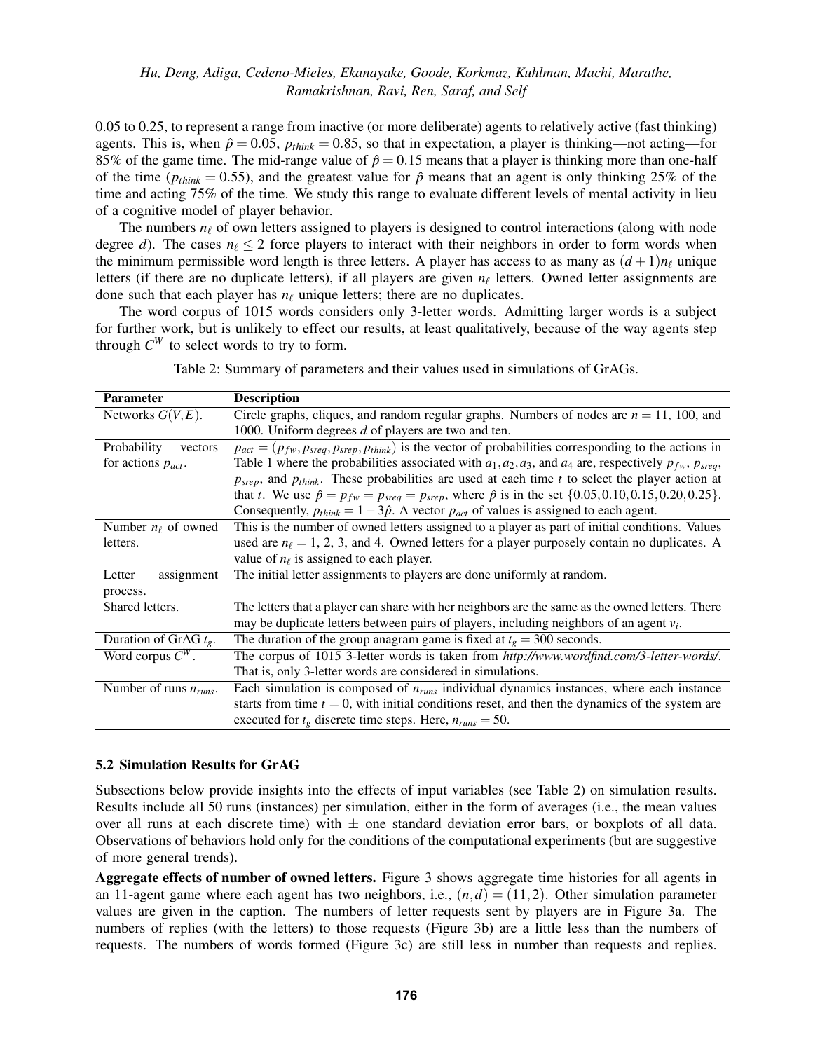0.05 to 0.25, to represent a range from inactive (or more deliberate) agents to relatively active (fast thinking) agents. This is, when $\hat{p} = 0.05$, $p_{think} = 0.85$, so that in expectation, a player is thinking—not acting—for 85% of the game time. The mid-range value of $\hat{p} = 0.15$ means that a player is thinking more than one-half of the time ($p_{think} = 0.55$), and the greatest value for $\hat{p}$ means that an agent is only thinking 25% of the time and acting 75% of the time. We study this range to evaluate different levels of mental activity in lieu of a cognitive model of player behavior.

The numbers $n_\ell$ of own letters assigned to players is designed to control interactions (along with node degree $d$). The cases $n_\ell \leq 2$ force players to interact with their neighbors in order to form words when the minimum permissible word length is three letters. A player has access to as many as $(d+1)n_\ell$ unique letters (if there are no duplicate letters), if all players are given $n_\ell$ letters. Owned letter assignments are done such that each player has $n_\ell$ unique letters; there are no duplicates.

The word corpus of 1015 words considers only 3-letter words. Admitting larger words is a subject for further work, but is unlikely to effect our results, at least qualitatively, because of the way agents step through $C^W$ to select words to try to form.

Table 2: Summary of parameters and their values used in simulations of GrAGs.

| Parameter | Description |
|---|---|
| Networks $G(V,E)$. | Circle graphs, cliques, and random regular graphs. Numbers of nodes are $n = 11$, 100, and 1000. Uniform degrees $d$ of players are two and ten. |
| Probability vectors for actions $p_{act}$. | $p_{act} = (p_{fw}, p_{sreq}, p_{srep}, p_{think})$ is the vector of probabilities corresponding to the actions in Table 1 where the probabilities associated with $a_1, a_2, a_3$, and $a_4$ are, respectively $p_{fw}$, $p_{sreq}$, $p_{srep}$, and $p_{think}$. These probabilities are used at each time $t$ to select the player action at that $t$. We use $\hat{p} = p_{fw} = p_{sreq} = p_{srep}$, where $\hat{p}$ is in the set $\{0.05, 0.10, 0.15, 0.20, 0.25\}$. Consequently, $p_{think} = 1 - 3\hat{p}$. A vector $p_{act}$ of values is assigned to each agent. |
| Number $n_\ell$ of owned letters. | This is the number of owned letters assigned to a player as part of initial conditions. Values used are $n_\ell = 1$, 2, 3, and 4. Owned letters for a player purposely contain no duplicates. A value of $n_\ell$ is assigned to each player. |
| Letter assignment process. | The initial letter assignments to players are done uniformly at random. |
| Shared letters. | The letters that a player can share with her neighbors are the same as the owned letters. There may be duplicate letters between pairs of players, including neighbors of an agent $v_i$. |
| Duration of GrAG $t_g$. | The duration of the group anagram game is fixed at $t_g = 300$ seconds. |
| Word corpus $C^W$. | The corpus of 1015 3-letter words is taken from *http://www.wordfind.com/3-letter-words/*. That is, only 3-letter words are considered in simulations. |
| Number of runs $n_{runs}$. | Each simulation is composed of $n_{runs}$ individual dynamics instances, where each instance starts from time $t = 0$, with initial conditions reset, and then the dynamics of the system are executed for $t_g$ discrete time steps. Here, $n_{runs} = 50$. |

### 5.2 Simulation Results for GrAG

Subsections below provide insights into the effects of input variables (see Table 2) on simulation results. Results include all 50 runs (instances) per simulation, either in the form of averages (i.e., the mean values over all runs at each discrete time) with $\pm$ one standard deviation error bars, or boxplots of all data. Observations of behaviors hold only for the conditions of the computational experiments (but are suggestive of more general trends).

**Aggregate effects of number of owned letters.** Figure 3 shows aggregate time histories for all agents in an 11-agent game where each agent has two neighbors, i.e., $(n,d) = (11,2)$. Other simulation parameter values are given in the caption. The numbers of letter requests sent by players are in Figure 3a. The numbers of replies (with the letters) to those requests (Figure 3b) are a little less than the numbers of requests. The numbers of words formed (Figure 3c) are still less in number than requests and replies.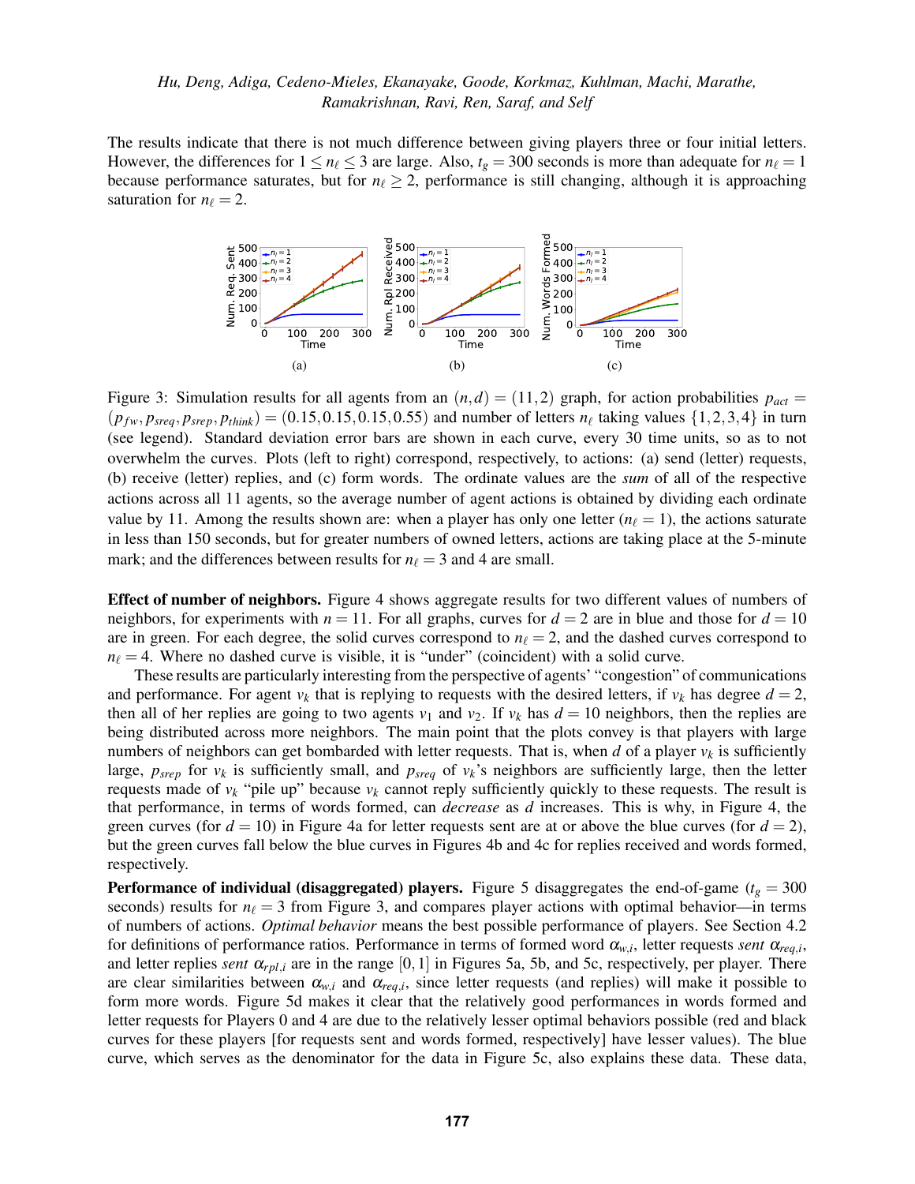The results indicate that there is not much difference between giving players three or four initial letters. However, the differences for $1 \leq n_\ell \leq 3$ are large. Also, $t_g = 300$ seconds is more than adequate for $n_\ell = 1$ because performance saturates, but for $n_\ell \geq 2$, performance is still changing, although it is approaching saturation for $n_\ell = 2$.

Figure 3: Simulation results for all agents from an $(n,d) = (11,2)$ graph, for action probabilities $p_{act} = (p_{fw}, p_{sreq}, p_{srep}, p_{think}) = (0.15, 0.15, 0.15, 0.55)$ and number of letters $n_\ell$ taking values $\{1,2,3,4\}$ in turn (see legend). Standard deviation error bars are shown in each curve, every 30 time units, so as to not overwhelm the curves. Plots (left to right) correspond, respectively, to actions: (a) send (letter) requests, (b) receive (letter) replies, and (c) form words. The ordinate values are the *sum* of all of the respective actions across all 11 agents, so the average number of agent actions is obtained by dividing each ordinate value by 11. Among the results shown are: when a player has only one letter ($n_\ell = 1$), the actions saturate in less than 150 seconds, but for greater numbers of owned letters, actions are taking place at the 5-minute mark; and the differences between results for $n_\ell = 3$ and 4 are small.

**Effect of number of neighbors.** Figure 4 shows aggregate results for two different values of numbers of neighbors, for experiments with $n = 11$. For all graphs, curves for $d = 2$ are in blue and those for $d = 10$ are in green. For each degree, the solid curves correspond to $n_\ell = 2$, and the dashed curves correspond to $n_\ell = 4$. Where no dashed curve is visible, it is "under" (coincident) with a solid curve.

These results are particularly interesting from the perspective of agents' "congestion" of communications and performance. For agent $v_k$ that is replying to requests with the desired letters, if $v_k$ has degree $d = 2$, then all of her replies are going to two agents $v_1$ and $v_2$. If $v_k$ has $d = 10$ neighbors, then the replies are being distributed across more neighbors. The main point that the plots convey is that players with large numbers of neighbors can get bombarded with letter requests. That is, when $d$ of a player $v_k$ is sufficiently large, $p_{srep}$ for $v_k$ is sufficiently small, and $p_{sreq}$ of $v_k$'s neighbors are sufficiently large, then the letter requests made of $v_k$ "pile up" because $v_k$ cannot reply sufficiently quickly to these requests. The result is that performance, in terms of words formed, can *decrease* as $d$ increases. This is why, in Figure 4, the green curves (for $d = 10$) in Figure 4a for letter requests sent are at or above the blue curves (for $d = 2$), but the green curves fall below the blue curves in Figures 4b and 4c for replies received and words formed, respectively.

**Performance of individual (disaggregated) players.** Figure 5 disaggregates the end-of-game ($t_g = 300$ seconds) results for $n_\ell = 3$ from Figure 3, and compares player actions with optimal behavior—in terms of numbers of actions. *Optimal behavior* means the best possible performance of players. See Section 4.2 for definitions of performance ratios. Performance in terms of formed word $\alpha_{w,i}$, letter requests *sent* $\alpha_{req,i}$, and letter replies *sent* $\alpha_{rpl,i}$ are in the range $[0,1]$ in Figures 5a, 5b, and 5c, respectively, per player. There are clear similarities between $\alpha_{w,i}$ and $\alpha_{req,i}$, since letter requests (and replies) will make it possible to form more words. Figure 5d makes it clear that the relatively good performances in words formed and letter requests for Players 0 and 4 are due to the relatively lesser optimal behaviors possible (red and black curves for these players [for requests sent and words formed, respectively] have lesser values). The blue curve, which serves as the denominator for the data in Figure 5c, also explains these data. These data,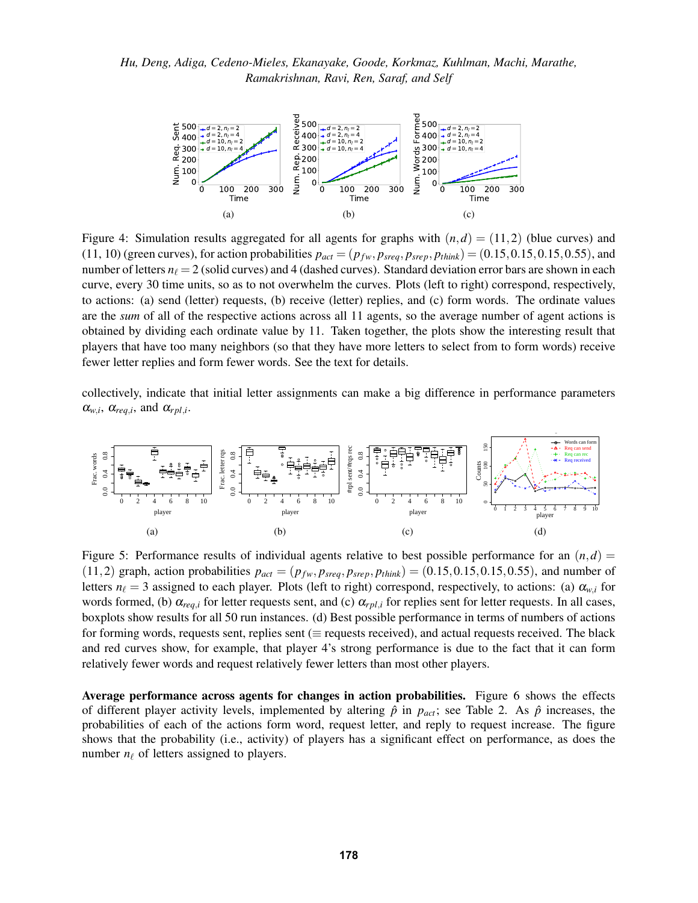Figure 4: Simulation results aggregated for all agents for graphs with $(n,d) = (11,2)$ (blue curves) and $(11,10)$ (green curves), for action probabilities $p_{act} = (p_{fw}, p_{sreq}, p_{srep}, p_{think}) = (0.15, 0.15, 0.15, 0.55)$, and number of letters $n_\ell = 2$ (solid curves) and 4 (dashed curves). Standard deviation error bars are shown in each curve, every 30 time units, so as to not overwhelm the curves. Plots (left to right) correspond, respectively, to actions: (a) send (letter) requests, (b) receive (letter) replies, and (c) form words. The ordinate values are the *sum* of all of the respective actions across all 11 agents, so the average number of agent actions is obtained by dividing each ordinate value by 11. Taken together, the plots show the interesting result that players that have too many neighbors (so that they have more letters to select from to form words) receive fewer letter replies and form fewer words. See the text for details.

collectively, indicate that initial letter assignments can make a big difference in performance parameters $\alpha_{w,i}$, $\alpha_{req,i}$, and $\alpha_{rpl,i}$.

Figure 5: Performance results of individual agents relative to best possible performance for an $(n,d) = (11,2)$ graph, action probabilities $p_{act} = (p_{fw}, p_{sreq}, p_{srep}, p_{think}) = (0.15, 0.15, 0.15, 0.55)$, and number of letters $n_\ell = 3$ assigned to each player. Plots (left to right) correspond, respectively, to actions: (a) $\alpha_{w,i}$ for words formed, (b) $\alpha_{req,i}$ for letter requests sent, and (c) $\alpha_{rpl,i}$ for replies sent for letter requests. In all cases, boxplots show results for all 50 run instances. (d) Best possible performance in terms of numbers of actions for forming words, requests sent, replies sent ($\equiv$ requests received), and actual requests received. The black and red curves show, for example, that player 4's strong performance is due to the fact that it can form relatively fewer words and request relatively fewer letters than most other players.

**Average performance across agents for changes in action probabilities.** Figure 6 shows the effects of different player activity levels, implemented by altering $\hat{p}$ in $p_{act}$; see Table 2. As $\hat{p}$ increases, the probabilities of each of the actions form word, request letter, and reply to request increase. The figure shows that the probability (i.e., activity) of players has a significant effect on performance, as does the number $n_\ell$ of letters assigned to players.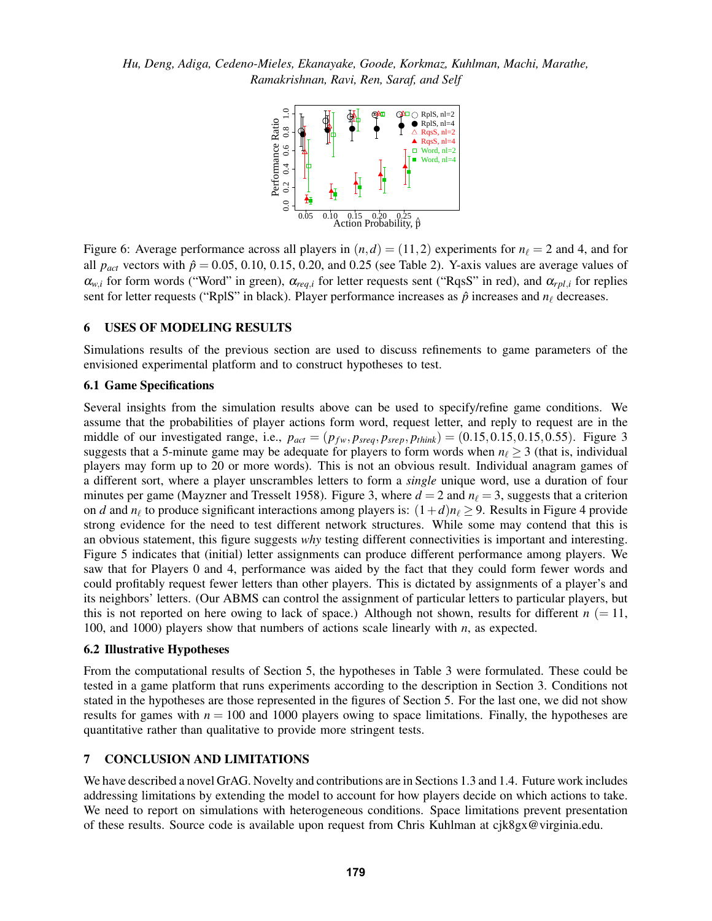Figure 6: Average performance across all players in $(n,d) = (11,2)$ experiments for $n_\ell = 2$ and 4, and for all $p_{act}$ vectors with $\hat{p} = 0.05$, 0.10, 0.15, 0.20, and 0.25 (see Table 2). Y-axis values are average values of $\alpha_{w,i}$ for form words ("Word" in green), $\alpha_{req,i}$ for letter requests sent ("RqsS" in red), and $\alpha_{rpl,i}$ for replies sent for letter requests ("RplS" in black). Player performance increases as $\hat{p}$ increases and $n_\ell$ decreases.

## 6 USES OF MODELING RESULTS

Simulations results of the previous section are used to discuss refinements to game parameters of the envisioned experimental platform and to construct hypotheses to test.

### 6.1 Game Specifications

Several insights from the simulation results above can be used to specify/refine game conditions. We assume that the probabilities of player actions form word, request letter, and reply to request are in the middle of our investigated range, i.e., $p_{act} = (p_{fw}, p_{sreq}, p_{srep}, p_{think}) = (0.15, 0.15, 0.15, 0.55)$. Figure 3 suggests that a 5-minute game may be adequate for players to form words when $n_\ell \geq 3$ (that is, individual players may form up to 20 or more words). This is not an obvious result. Individual anagram games of a different sort, where a player unscrambles letters to form a *single* unique word, use a duration of four minutes per game (Mayzner and Tresselt 1958). Figure 3, where $d = 2$ and $n_\ell = 3$, suggests that a criterion on $d$ and $n_\ell$ to produce significant interactions among players is: $(1+d)n_\ell \geq 9$. Results in Figure 4 provide strong evidence for the need to test different network structures. While some may contend that this is an obvious statement, this figure suggests *why* testing different connectivities is important and interesting. Figure 5 indicates that (initial) letter assignments can produce different performance among players. We saw that for Players 0 and 4, performance was aided by the fact that they could form fewer words and could profitably request fewer letters than other players. This is dictated by assignments of a player's and its neighbors' letters. (Our ABMS can control the assignment of particular letters to particular players, but this is not reported on here owing to lack of space.) Although not shown, results for different $n$ ($= 11$, 100, and 1000) players show that numbers of actions scale linearly with $n$, as expected.

### 6.2 Illustrative Hypotheses

From the computational results of Section 5, the hypotheses in Table 3 were formulated. These could be tested in a game platform that runs experiments according to the description in Section 3. Conditions not stated in the hypotheses are those represented in the figures of Section 5. For the last one, we did not show results for games with $n = 100$ and 1000 players owing to space limitations. Finally, the hypotheses are quantitative rather than qualitative to provide more stringent tests.

## 7 CONCLUSION AND LIMITATIONS

We have described a novel GrAG. Novelty and contributions are in Sections 1.3 and 1.4. Future work includes addressing limitations by extending the model to account for how players decide on which actions to take. We need to report on simulations with heterogeneous conditions. Space limitations prevent presentation of these results. Source code is available upon request from Chris Kuhlman at cjk8gx@virginia.edu.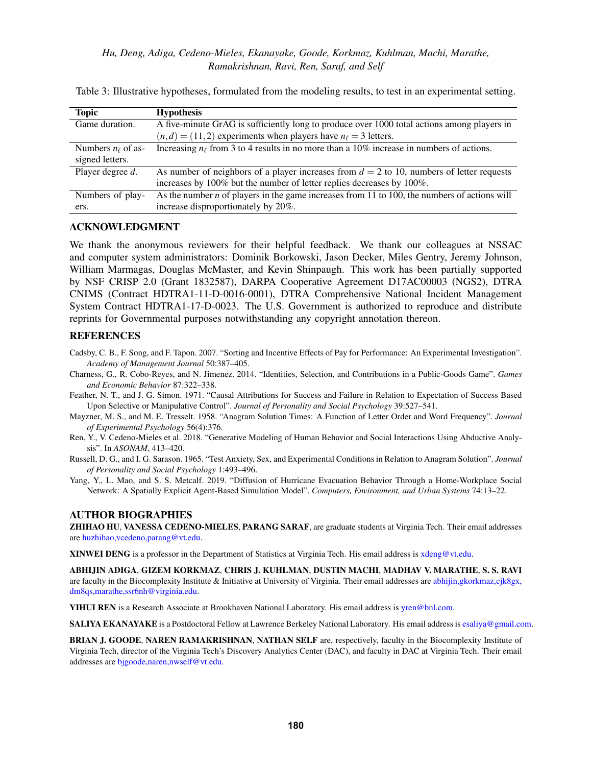Table 3: Illustrative hypotheses, formulated from the modeling results, to test in an experimental setting.

| Topic | Hypothesis |
|---|---|
| Game duration. | A five-minute GrAG is sufficiently long to produce over 1000 total actions among players in $(n,d) = (11,2)$ experiments when players have $n_\ell = 3$ letters. |
| Numbers $n_\ell$ of assigned letters. | Increasing $n_\ell$ from 3 to 4 results in no more than a 10% increase in numbers of actions. |
| Player degree $d$. | As number of neighbors of a player increases from $d = 2$ to 10, numbers of letter requests increases by 100% but the number of letter replies decreases by 100%. |
| Numbers of players. | As the number $n$ of players in the game increases from 11 to 100, the numbers of actions will increase disproportionately by 20%. |

## ACKNOWLEDGMENT

We thank the anonymous reviewers for their helpful feedback. We thank our colleagues at NSSAC and computer system administrators: Dominik Borkowski, Jason Decker, Miles Gentry, Jeremy Johnson, William Marmagas, Douglas McMaster, and Kevin Shinpaugh. This work has been partially supported by NSF CRISP 2.0 (Grant 1832587), DARPA Cooperative Agreement D17AC00003 (NGS2), DTRA CNIMS (Contract HDTRA1-11-D-0016-0001), DTRA Comprehensive National Incident Management System Contract HDTRA1-17-D-0023. The U.S. Government is authorized to reproduce and distribute reprints for Governmental purposes notwithstanding any copyright annotation thereon.

## REFERENCES

Cadsby, C. B., F. Song, and F. Tapon. 2007. "Sorting and Incentive Effects of Pay for Performance: An Experimental Investigation". *Academy of Management Journal* 50:387–405.

Charness, G., R. Cobo-Reyes, and N. Jimenez. 2014. "Identities, Selection, and Contributions in a Public-Goods Game". *Games and Economic Behavior* 87:322–338.

Feather, N. T., and J. G. Simon. 1971. "Causal Attributions for Success and Failure in Relation to Expectation of Success Based Upon Selective or Manipulative Control". *Journal of Personality and Social Psychology* 39:527–541.

Mayzner, M. S., and M. E. Tresselt. 1958. "Anagram Solution Times: A Function of Letter Order and Word Frequency". *Journal of Experimental Psychology* 56(4):376.

Ren, Y., V. Cedeno-Mieles et al. 2018. "Generative Modeling of Human Behavior and Social Interactions Using Abductive Analysis". In *ASONAM*, 413–420.

Russell, D. G., and I. G. Sarason. 1965. "Test Anxiety, Sex, and Experimental Conditions in Relation to Anagram Solution". *Journal of Personality and Social Psychology* 1:493–496.

Yang, Y., L. Mao, and S. S. Metcalf. 2019. "Diffusion of Hurricane Evacuation Behavior Through a Home-Workplace Social Network: A Spatially Explicit Agent-Based Simulation Model". *Computers, Environment, and Urban Systems* 74:13–22.

## AUTHOR BIOGRAPHIES

**ZHIHAO HU**, **VANESSA CEDENO-MIELES**, **PARANG SARAF**, are graduate students at Virginia Tech. Their email addresses are huzhihao,vcedeno,parang@vt.edu.

**XINWEI DENG** is a professor in the Department of Statistics at Virginia Tech. His email address is xdeng@vt.edu.

**ABHIJIN ADIGA**, **GIZEM KORKMAZ**, **CHRIS J. KUHLMAN**, **DUSTIN MACHI**, **MADHAV V. MARATHE**, **S. S. RAVI** are faculty in the Biocomplexity Institute & Initiative at University of Virginia. Their email addresses are abhijin,gkorkmaz,cjk8gx, dm8qs,marathe,ssr6nh@virginia.edu.

**YIHUI REN** is a Research Associate at Brookhaven National Laboratory. His email address is yren@bnl.com.

**SALIYA EKANAYAKE** is a Postdoctoral Fellow at Lawrence Berkeley National Laboratory. His email address is esaliya@gmail.com.

**BRIAN J. GOODE**, **NAREN RAMAKRISHNAN**, **NATHAN SELF** are, respectively, faculty in the Biocomplexity Institute of Virginia Tech, director of the Virginia Tech's Discovery Analytics Center (DAC), and faculty in DAC at Virginia Tech. Their email addresses are bjgoode,naren,nwself@vt.edu.